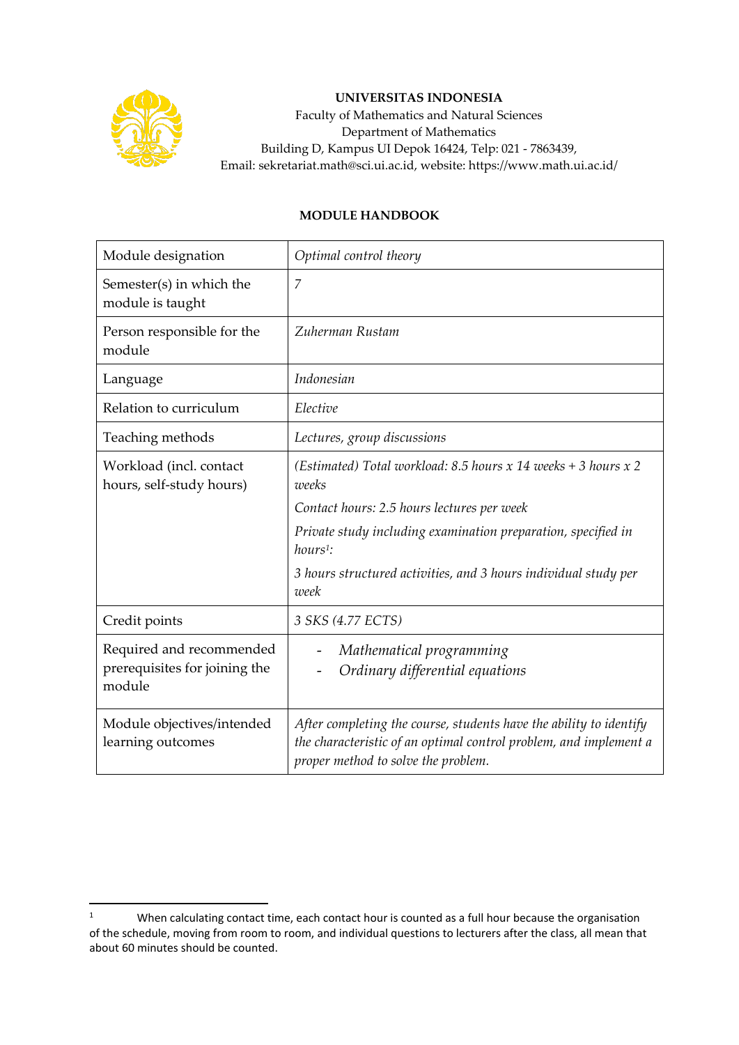**UNIVERSITAS INDONESIA**
Faculty of Mathematics and Natural Sciences
Department of Mathematics
Building D, Kampus UI Depok 16424, Telp: 021 - 7863439,
Email: sekretariat.math@sci.ui.ac.id, website: https://www.math.ui.ac.id/

**MODULE HANDBOOK**

| Module designation | *Optimal control theory* |
|---|---|
| Semester(s) in which the module is taught | *7* |
| Person responsible for the module | *Zuherman Rustam* |
| Language | *Indonesian* |
| Relation to curriculum | *Elective* |
| Teaching methods | *Lectures, group discussions* |
| Workload (incl. contact hours, self-study hours) | *(Estimated) Total workload: 8.5 hours x 14 weeks + 3 hours x 2 weeks*<br>*Contact hours: 2.5 hours lectures per week*<br>*Private study including examination preparation, specified in hours[1]:*<br>*3 hours structured activities, and 3 hours individual study per week* |
| Credit points | *3 SKS (4.77 ECTS)* |
| Required and recommended prerequisites for joining the module | - *Mathematical programming*<br>- *Ordinary differential equations* |
| Module objectives/intended learning outcomes | *After completing the course, students have the ability to identify the characteristic of an optimal control problem, and implement a proper method to solve the problem.* |

[1] When calculating contact time, each contact hour is counted as a full hour because the organisation of the schedule, moving from room to room, and individual questions to lecturers after the class, all mean that about 60 minutes should be counted.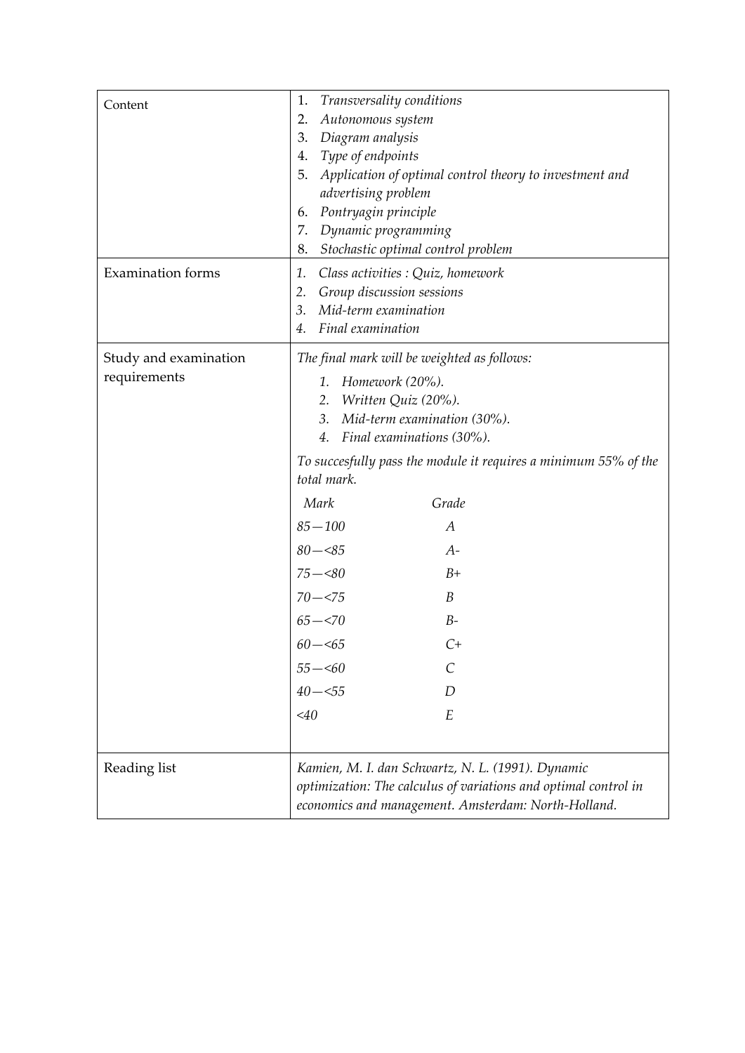| | |
|---|---|
| Content | 1. *Transversality conditions*<br>2. *Autonomous system*<br>3. *Diagram analysis*<br>4. *Type of endpoints*<br>5. *Application of optimal control theory to investment and advertising problem*<br>6. *Pontryagin principle*<br>7. *Dynamic programming*<br>8. *Stochastic optimal control problem* |
| Examination forms | 1. *Class activities : Quiz, homework*<br>2. *Group discussion sessions*<br>3. *Mid-term examination*<br>4. *Final examination* |
| Study and examination requirements | *The final mark will be weighted as follows:*<br>1. *Homework (20%).*<br>2. *Written Quiz (20%).*<br>3. *Mid-term examination (30%).*<br>4. *Final examinations (30%).*<br>*To succesfully pass the module it requires a minimum 55% of the total mark.*<br>*Mark* — *Grade*<br>*85—100* — *A*<br>*80—<85* — *A-*<br>*75—<80* — *B+*<br>*70—<75* — *B*<br>*65—<70* — *B-*<br>*60—<65* — *C+*<br>*55—<60* — *C*<br>*40—<55* — *D*<br>*<40* — *E* |
| Reading list | *Kamien, M. I. dan Schwartz, N. L. (1991). Dynamic optimization: The calculus of variations and optimal control in economics and management. Amsterdam: North-Holland.* |